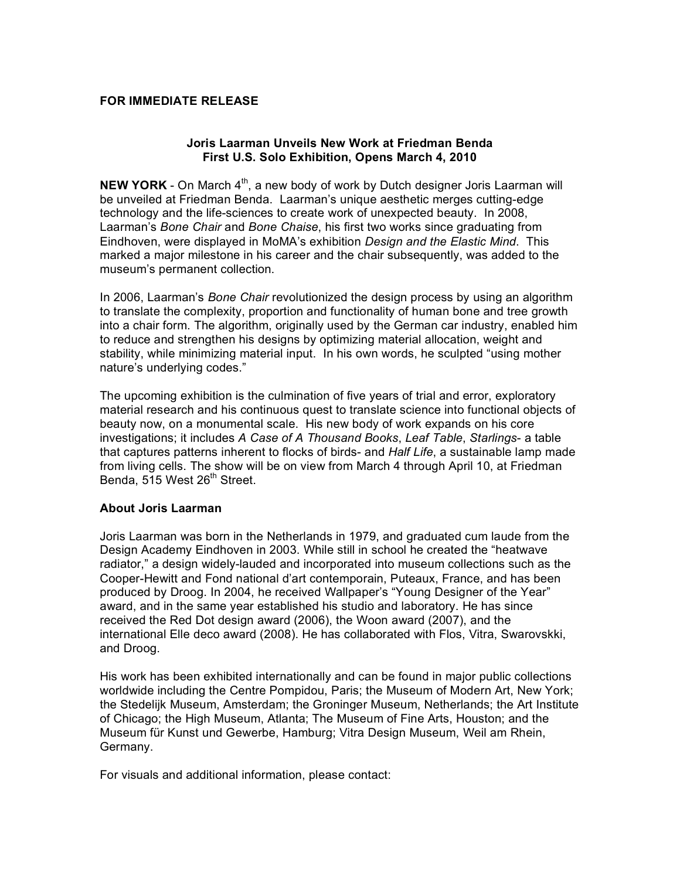**FOR IMMEDIATE RELEASE**

**Joris Laarman Unveils New Work at Friedman Benda**
**First U.S. Solo Exhibition, Opens March 4, 2010**

**NEW YORK** - On March 4th, a new body of work by Dutch designer Joris Laarman will be unveiled at Friedman Benda. Laarman's unique aesthetic merges cutting-edge technology and the life-sciences to create work of unexpected beauty. In 2008, Laarman's *Bone Chair* and *Bone Chaise*, his first two works since graduating from Eindhoven, were displayed in MoMA's exhibition *Design and the Elastic Mind*. This marked a major milestone in his career and the chair subsequently, was added to the museum's permanent collection.

In 2006, Laarman's *Bone Chair* revolutionized the design process by using an algorithm to translate the complexity, proportion and functionality of human bone and tree growth into a chair form. The algorithm, originally used by the German car industry, enabled him to reduce and strengthen his designs by optimizing material allocation, weight and stability, while minimizing material input. In his own words, he sculpted "using mother nature's underlying codes."

The upcoming exhibition is the culmination of five years of trial and error, exploratory material research and his continuous quest to translate science into functional objects of beauty now, on a monumental scale. His new body of work expands on his core investigations; it includes *A Case of A Thousand Books*, *Leaf Table*, *Starlings*- a table that captures patterns inherent to flocks of birds- and *Half Life*, a sustainable lamp made from living cells. The show will be on view from March 4 through April 10, at Friedman Benda, 515 West 26th Street.

**About Joris Laarman**

Joris Laarman was born in the Netherlands in 1979, and graduated cum laude from the Design Academy Eindhoven in 2003. While still in school he created the "heatwave radiator," a design widely-lauded and incorporated into museum collections such as the Cooper-Hewitt and Fond national d'art contemporain, Puteaux, France, and has been produced by Droog. In 2004, he received Wallpaper's "Young Designer of the Year" award, and in the same year established his studio and laboratory. He has since received the Red Dot design award (2006), the Woon award (2007), and the international Elle deco award (2008). He has collaborated with Flos, Vitra, Swarovskki, and Droog.

His work has been exhibited internationally and can be found in major public collections worldwide including the Centre Pompidou, Paris; the Museum of Modern Art, New York; the Stedelijk Museum, Amsterdam; the Groninger Museum, Netherlands; the Art Institute of Chicago; the High Museum, Atlanta; The Museum of Fine Arts, Houston; and the Museum für Kunst und Gewerbe, Hamburg; Vitra Design Museum, Weil am Rhein, Germany.

For visuals and additional information, please contact: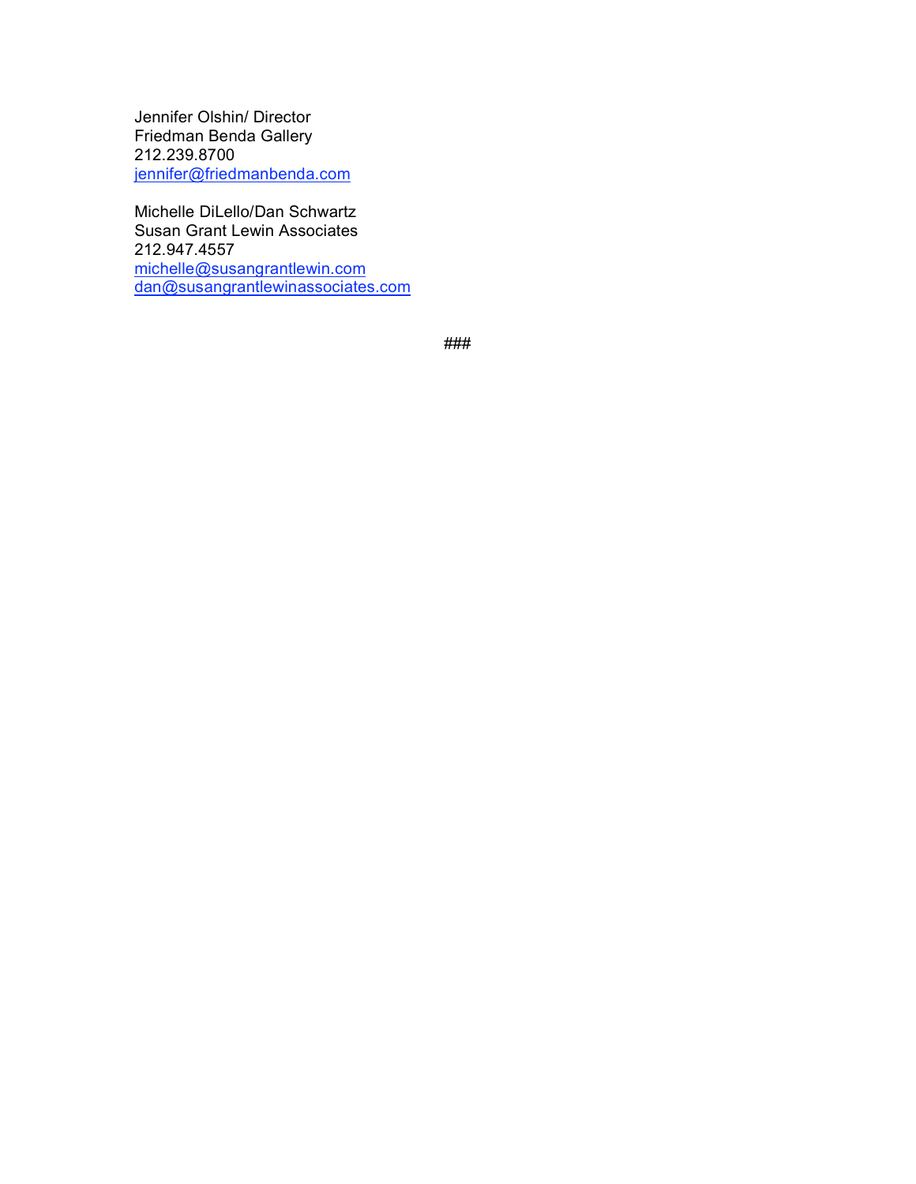Jennifer Olshin/ Director
Friedman Benda Gallery
212.239.8700
jennifer@friedmanbenda.com

Michelle DiLello/Dan Schwartz
Susan Grant Lewin Associates
212.947.4557
michelle@susangrantlewin.com
dan@susangrantlewinassociates.com

###